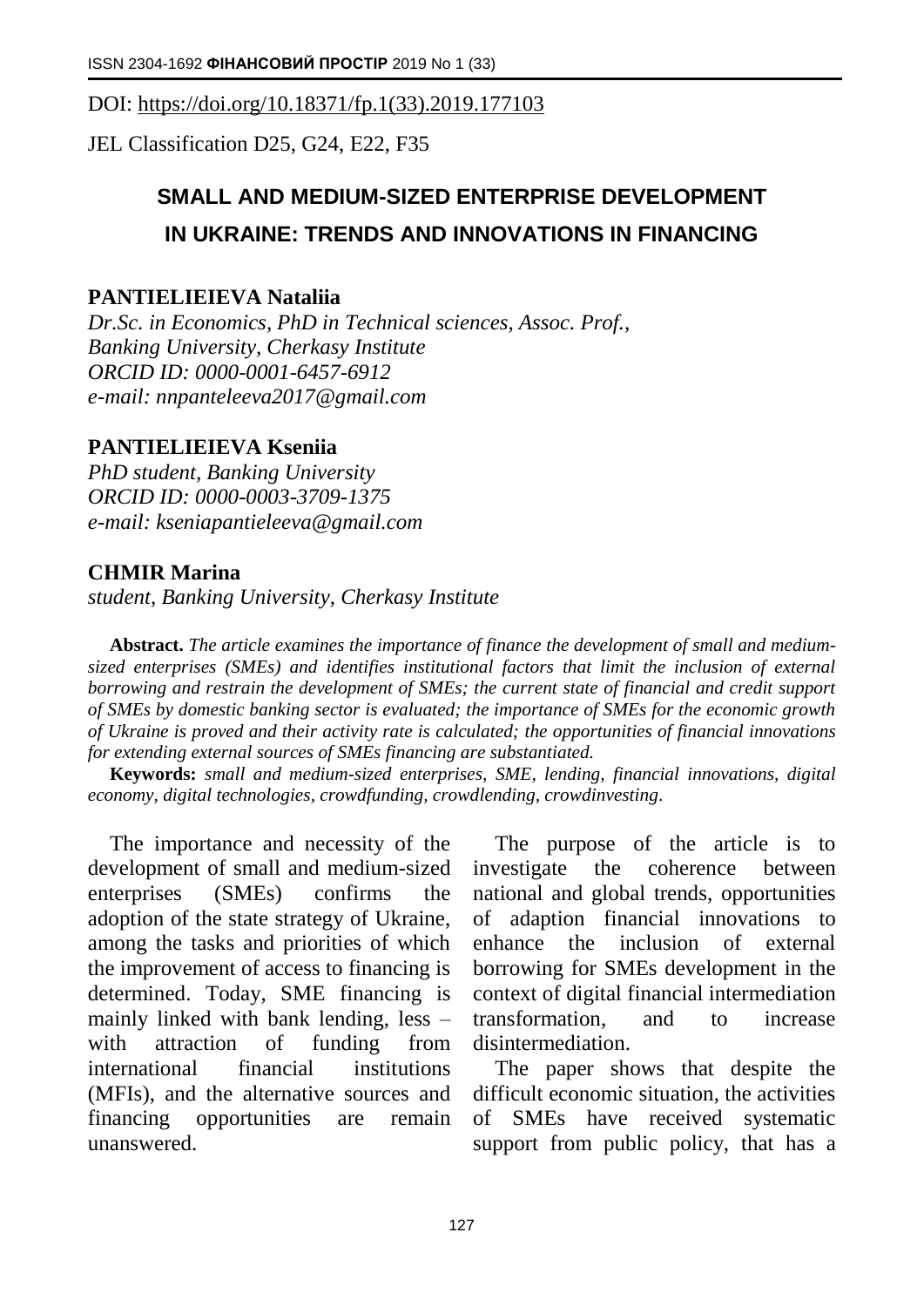DOI: https://doi.org/10.18371/fp.1(33).2019.177103

JEL Classification D25, G24, E22, F35

# SMALL AND MEDIUM-SIZED ENTERPRISE DEVELOPMENT IN UKRAINE: TRENDS AND INNOVATIONS IN FINANCING

**PANTIELIEIEVA Nataliia**
*Dr.Sc. in Economics, PhD in Technical sciences, Assoc. Prof.,*
*Banking University, Cherkasy Institute*
*ORCID ID: 0000-0001-6457-6912*
*e-mail: nnpanteleeva2017@gmail.com*

**PANTIELIEIEVA Kseniia**
*PhD student, Banking University*
*ORCID ID: 0000-0003-3709-1375*
*e-mail: kseniapantieleeva@gmail.com*

**CHMIR Marina**
*student, Banking University, Cherkasy Institute*

**Abstract.** *The article examines the importance of finance the development of small and medium-sized enterprises (SMEs) and identifies institutional factors that limit the inclusion of external borrowing and restrain the development of SMEs; the current state of financial and credit support of SMEs by domestic banking sector is evaluated; the importance of SMEs for the economic growth of Ukraine is proved and their activity rate is calculated; the opportunities of financial innovations for extending external sources of SMEs financing are substantiated.*

**Keywords:** *small and medium-sized enterprises, SME, lending, financial innovations, digital economy, digital technologies, crowdfunding, crowdlending, crowdinvesting.*

The importance and necessity of the development of small and medium-sized enterprises (SMEs) confirms the adoption of the state strategy of Ukraine, among the tasks and priorities of which the improvement of access to financing is determined. Today, SME financing is mainly linked with bank lending, less – with attraction of funding from international financial institutions (MFIs), and the alternative sources and financing opportunities are remain unanswered.

The purpose of the article is to investigate the coherence between national and global trends, opportunities of adaption financial innovations to enhance the inclusion of external borrowing for SMEs development in the context of digital financial intermediation transformation, and to increase disintermediation.

The paper shows that despite the difficult economic situation, the activities of SMEs have received systematic support from public policy, that has a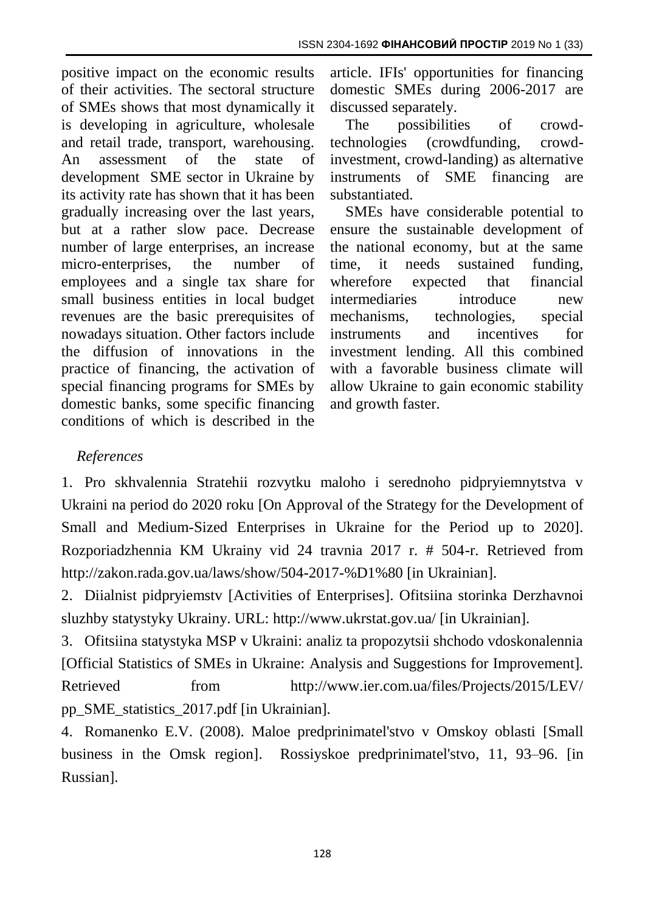positive impact on the economic results of their activities. The sectoral structure of SMEs shows that most dynamically it is developing in agriculture, wholesale and retail trade, transport, warehousing. An assessment of the state of development SME sector in Ukraine by its activity rate has shown that it has been gradually increasing over the last years, but at a rather slow pace. Decrease number of large enterprises, an increase micro-enterprises, the number of employees and a single tax share for small business entities in local budget revenues are the basic prerequisites of nowadays situation. Other factors include the diffusion of innovations in the practice of financing, the activation of special financing programs for SMEs by domestic banks, some specific financing conditions of which is described in the article. IFIs' opportunities for financing domestic SMEs during 2006-2017 are discussed separately.

The possibilities of crowd-technologies (crowdfunding, crowd-investment, crowd-landing) as alternative instruments of SME financing are substantiated.

SMEs have considerable potential to ensure the sustainable development of the national economy, but at the same time, it needs sustained funding, wherefore expected that financial intermediaries introduce new mechanisms, technologies, special instruments and incentives for investment lending. All this combined with a favorable business climate will allow Ukraine to gain economic stability and growth faster.

*References*

1. Pro skhvalennia Stratehii rozvytku maloho i serednoho pidpryiemnytstva v Ukraini na period do 2020 roku [On Approval of the Strategy for the Development of Small and Medium-Sized Enterprises in Ukraine for the Period up to 2020]. Rozporiadzhennia KM Ukrainy vid 24 travnia 2017 r. # 504-r. Retrieved from http://zakon.rada.gov.ua/laws/show/504-2017-%D1%80 [in Ukrainian].
2. Diialnist pidpryiemstv [Activities of Enterprises]. Ofitsiina storinka Derzhavnoi sluzhby statystyky Ukrainy. URL: http://www.ukrstat.gov.ua/ [in Ukrainian].
3. Ofitsiina statystyka MSP v Ukraini: analiz ta propozytsii shchodo vdoskonalennia [Official Statistics of SMEs in Ukraine: Analysis and Suggestions for Improvement]. Retrieved from http://www.ier.com.ua/files/Projects/2015/LEV/pp_SME_statistics_2017.pdf [in Ukrainian].
4. Romanenko E.V. (2008). Maloe predprinimatel'stvo v Omskoy oblasti [Small business in the Omsk region]. Rossiyskoe predprinimatel'stvo, 11, 93–96. [in Russian].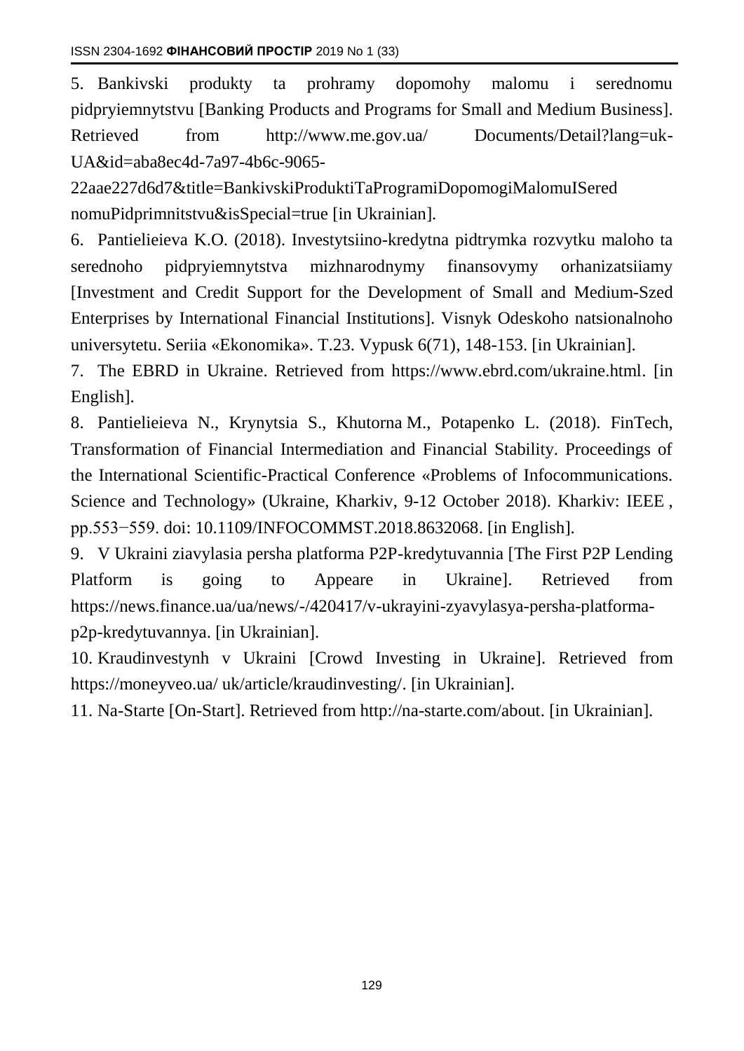5. Bankivski produkty ta prohramy dopomohy malomu i serednomu pidpryiemnytstvu [Banking Products and Programs for Small and Medium Business]. Retrieved from http://www.me.gov.ua/ Documents/Detail?lang=uk-UA&id=aba8ec4d-7a97-4b6c-9065-22aae227d6d7&title=BankivskiProduktiTaProgramiDopomogiMalomuISerednomuPidprimnitstvu&isSpecial=true [in Ukrainian].

6. Pantielieieva K.O. (2018). Investytsiino-kredytna pidtrymka rozvytku maloho ta serednoho pidpryiemnytstva mizhnarodnymy finansovymy orhanizatsiiamy [Investment and Credit Support for the Development of Small and Medium-Szed Enterprises by International Financial Institutions]. Visnyk Odeskoho natsionalnoho universytetu. Seriia «Ekonomika». T.23. Vypusk 6(71), 148-153. [in Ukrainian].

7. The EBRD in Ukraine. Retrieved from https://www.ebrd.com/ukraine.html. [in English].

8. Pantielieieva N., Krynytsia S., Khutorna M., Potapenko L. (2018). FinTech, Transformation of Financial Intermediation and Financial Stability. Proceedings of the International Scientific-Practical Conference «Problems of Infocommunications. Science and Technology» (Ukraine, Kharkiv, 9-12 October 2018). Kharkiv: IEEE , pp.553−559. doi: 10.1109/INFOCOMMST.2018.8632068. [in English].

9. V Ukraini ziavylasia persha platforma P2P-kredytuvannia [The First P2P Lending Platform is going to Appeare in Ukraine]. Retrieved from https://news.finance.ua/ua/news/-/420417/v-ukrayini-zyavylasya-persha-platforma-p2p-kredytuvannya. [in Ukrainian].

10. Kraudinvestynh v Ukraini [Crowd Investing in Ukraine]. Retrieved from https://moneyveo.ua/ uk/article/kraudinvesting/. [in Ukrainian].

11. Na-Starte [On-Start]. Retrieved from http://na-starte.com/about. [in Ukrainian].